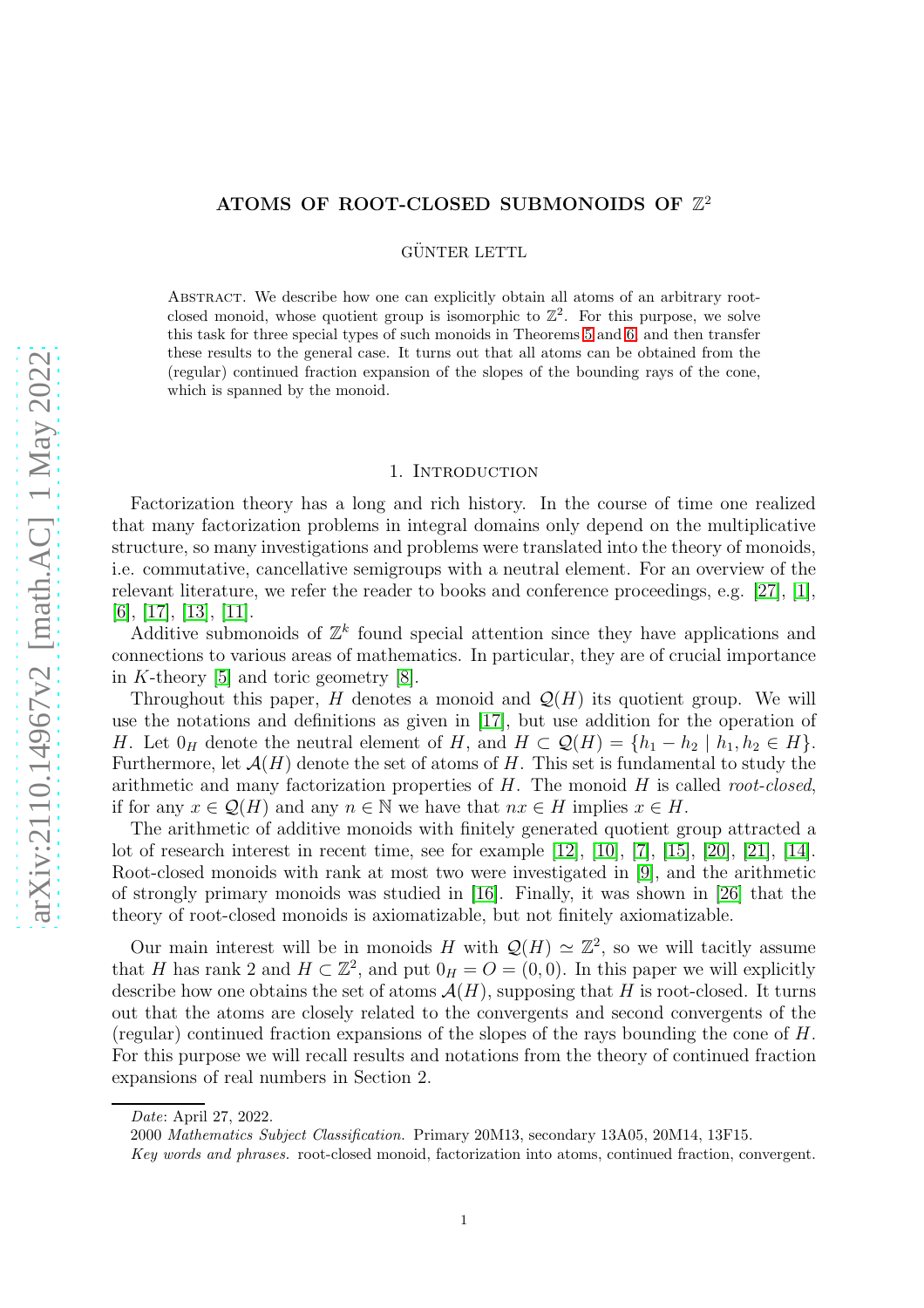# ATOMS OF ROOT-CLOSED SUBMONOIDS OF $\mathbb{Z}^2$

GÜNTER LETTL

Abstract. We describe how one can explicitly obtain all atoms of an arbitrary root-closed monoid, whose quotient group is isomorphic to $\mathbb{Z}^2$. For this purpose, we solve this task for three special types of such monoids in Theorems 5 and 6, and then transfer these results to the general case. It turns out that all atoms can be obtained from the (regular) continued fraction expansion of the slopes of the bounding rays of the cone, which is spanned by the monoid.

## 1. Introduction

Factorization theory has a long and rich history. In the course of time one realized that many factorization problems in integral domains only depend on the multiplicative structure, so many investigations and problems were translated into the theory of monoids, i.e. commutative, cancellative semigroups with a neutral element. For an overview of the relevant literature, we refer the reader to books and conference proceedings, e.g. [27], [1], [6], [17], [13], [11].

Additive submonoids of $\mathbb{Z}^k$ found special attention since they have applications and connections to various areas of mathematics. In particular, they are of crucial importance in $K$-theory [5] and toric geometry [8].

Throughout this paper, $H$ denotes a monoid and $\mathcal{Q}(H)$ its quotient group. We will use the notations and definitions as given in [17], but use addition for the operation of $H$. Let $0_H$ denote the neutral element of $H$, and $H \subset \mathcal{Q}(H) = \{h_1 - h_2 \mid h_1, h_2 \in H\}$. Furthermore, let $\mathcal{A}(H)$ denote the set of atoms of $H$. This set is fundamental to study the arithmetic and many factorization properties of $H$. The monoid $H$ is called *root-closed*, if for any $x \in \mathcal{Q}(H)$ and any $n \in \mathbb{N}$ we have that $nx \in H$ implies $x \in H$.

The arithmetic of additive monoids with finitely generated quotient group attracted a lot of research interest in recent time, see for example [12], [10], [7], [15], [20], [21], [14]. Root-closed monoids with rank at most two were investigated in [9], and the arithmetic of strongly primary monoids was studied in [16]. Finally, it was shown in [26] that the theory of root-closed monoids is axiomatizable, but not finitely axiomatizable.

Our main interest will be in monoids $H$ with $\mathcal{Q}(H) \simeq \mathbb{Z}^2$, so we will tacitly assume that $H$ has rank 2 and $H \subset \mathbb{Z}^2$, and put $0_H = O = (0, 0)$. In this paper we will explicitly describe how one obtains the set of atoms $\mathcal{A}(H)$, supposing that $H$ is root-closed. It turns out that the atoms are closely related to the convergents and second convergents of the (regular) continued fraction expansions of the slopes of the rays bounding the cone of $H$. For this purpose we will recall results and notations from the theory of continued fraction expansions of real numbers in Section 2.

*Date*: April 27, 2022.

2000 *Mathematics Subject Classification.* Primary 20M13, secondary 13A05, 20M14, 13F15.

*Key words and phrases.* root-closed monoid, factorization into atoms, continued fraction, convergent.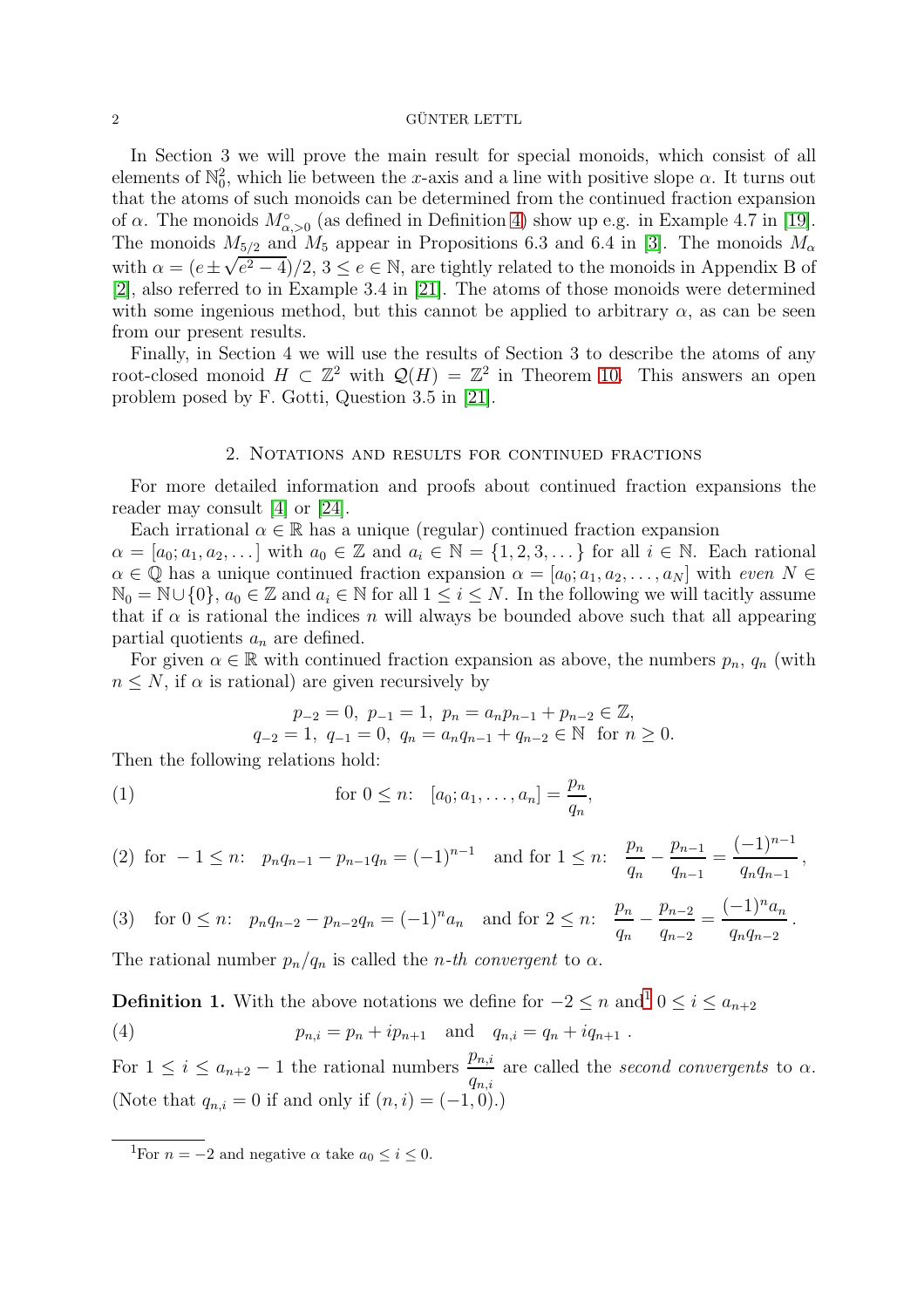In Section 3 we will prove the main result for special monoids, which consist of all elements of $\mathbb{N}_0^2$, which lie between the $x$-axis and a line with positive slope $\alpha$. It turns out that the atoms of such monoids can be determined from the continued fraction expansion of $\alpha$. The monoids $M^\circ_{\alpha,>0}$ (as defined in Definition 4) show up e.g. in Example 4.7 in [19]. The monoids $M_{5/2}$ and $M_5$ appear in Propositions 6.3 and 6.4 in [3]. The monoids $M_\alpha$ with $\alpha = (e \pm \sqrt{e^2-4})/2$, $3 \le e \in \mathbb{N}$, are tightly related to the monoids in Appendix B of [2], also referred to in Example 3.4 in [21]. The atoms of those monoids were determined with some ingenious method, but this cannot be applied to arbitrary $\alpha$, as can be seen from our present results.

Finally, in Section 4 we will use the results of Section 3 to describe the atoms of any root-closed monoid $H \subset \mathbb{Z}^2$ with $\mathcal{Q}(H) = \mathbb{Z}^2$ in Theorem 10. This answers an open problem posed by F. Gotti, Question 3.5 in [21].

## 2. Notations and results for continued fractions

For more detailed information and proofs about continued fraction expansions the reader may consult [4] or [24].

Each irrational $\alpha \in \mathbb{R}$ has a unique (regular) continued fraction expansion $\alpha = [a_0; a_1, a_2, \dots]$ with $a_0 \in \mathbb{Z}$ and $a_i \in \mathbb{N} = \{1, 2, 3, \dots\}$ for all $i \in \mathbb{N}$. Each rational $\alpha \in \mathbb{Q}$ has a unique continued fraction expansion $\alpha = [a_0; a_1, a_2, \dots, a_N]$ with *even* $N \in \mathbb{N}_0 = \mathbb{N} \cup \{0\}$, $a_0 \in \mathbb{Z}$ and $a_i \in \mathbb{N}$ for all $1 \le i \le N$. In the following we will tacitly assume that if $\alpha$ is rational the indices $n$ will always be bounded above such that all appearing partial quotients $a_n$ are defined.

For given $\alpha \in \mathbb{R}$ with continued fraction expansion as above, the numbers $p_n$, $q_n$ (with $n \le N$, if $\alpha$ is rational) are given recursively by

$$p_{-2} = 0,\ p_{-1} = 1,\ p_n = a_n p_{n-1} + p_{n-2} \in \mathbb{Z},$$
$$q_{-2} = 1,\ q_{-1} = 0,\ q_n = a_n q_{n-1} + q_{n-2} \in \mathbb{N} \ \text{ for } n \ge 0.$$

Then the following relations hold:

$$\text{(1)} \qquad \text{for } 0 \le n: \quad [a_0; a_1, \dots, a_n] = \frac{p_n}{q_n},$$

$$\text{(2)} \quad \text{for } -1 \le n: \quad p_n q_{n-1} - p_{n-1} q_n = (-1)^{n-1} \quad \text{and for } 1 \le n: \quad \frac{p_n}{q_n} - \frac{p_{n-1}}{q_{n-1}} = \frac{(-1)^{n-1}}{q_n q_{n-1}},$$

$$\text{(3)} \quad \text{for } 0 \le n: \quad p_n q_{n-2} - p_{n-2} q_n = (-1)^n a_n \quad \text{and for } 2 \le n: \quad \frac{p_n}{q_n} - \frac{p_{n-2}}{q_{n-2}} = \frac{(-1)^n a_n}{q_n q_{n-2}}.$$

The rational number $p_n/q_n$ is called the *n-th convergent* to $\alpha$.

**Definition 1.** With the above notations we define for $-2 \le n$ and[1] $0 \le i \le a_{n+2}$

$$\text{(4)} \qquad p_{n,i} = p_n + i p_{n+1} \quad \text{and} \quad q_{n,i} = q_n + i q_{n+1}\ .$$

For $1 \le i \le a_{n+2} - 1$ the rational numbers $\dfrac{p_{n,i}}{q_{n,i}}$ are called the *second convergents* to $\alpha$. (Note that $q_{n,i} = 0$ if and only if $(n, i) = (-1, 0)$.)

[1] For $n = -2$ and negative $\alpha$ take $a_0 \le i \le 0$.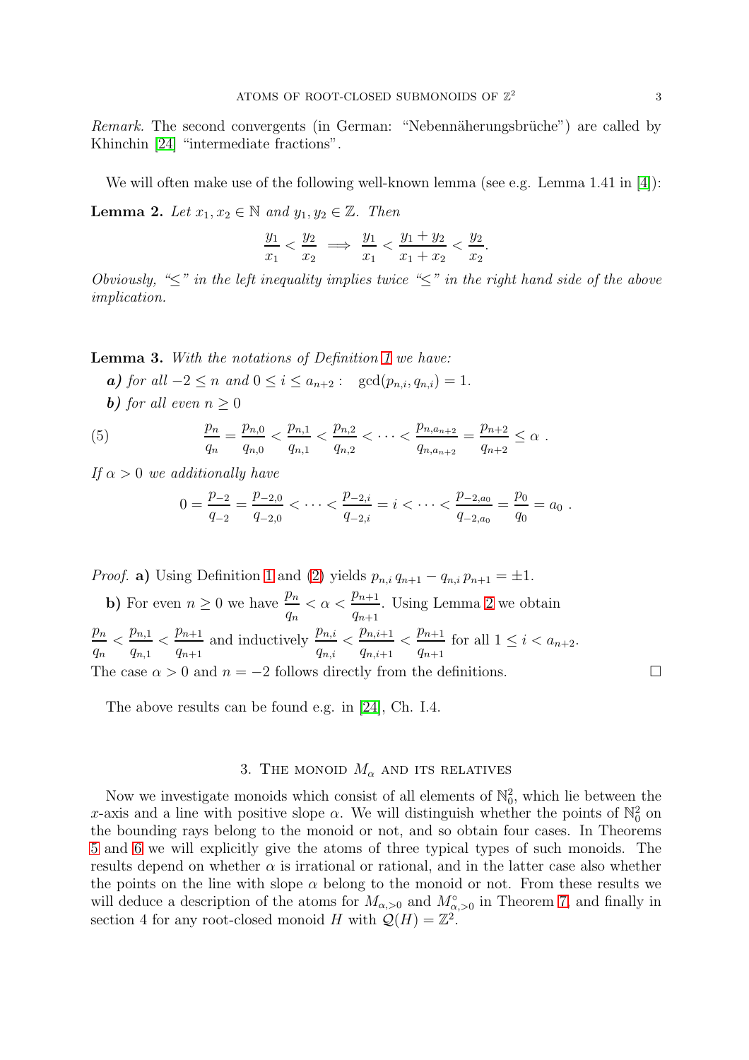*Remark.* The second convergents (in German: "Nebennäherungsbrüche") are called by Khinchin [24] "intermediate fractions".

We will often make use of the following well-known lemma (see e.g. Lemma 1.41 in [4]):

**Lemma 2.** *Let $x_1, x_2 \in \mathbb{N}$ and $y_1, y_2 \in \mathbb{Z}$. Then*

$$\frac{y_1}{x_1} < \frac{y_2}{x_2} \implies \frac{y_1}{x_1} < \frac{y_1 + y_2}{x_1 + x_2} < \frac{y_2}{x_2}.$$

*Obviously, "$\le$" in the left inequality implies twice "$\le$" in the right hand side of the above implication.*

**Lemma 3.** *With the notations of Definition 1 we have:*

***a)*** *for all $-2 \le n$ and $0 \le i \le a_{n+2}$ : $\gcd(p_{n,i}, q_{n,i}) = 1$.*

***b)*** *for all even $n \ge 0$*

$$\frac{p_n}{q_n} = \frac{p_{n,0}}{q_{n,0}} < \frac{p_{n,1}}{q_{n,1}} < \frac{p_{n,2}}{q_{n,2}} < \cdots < \frac{p_{n,a_{n+2}}}{q_{n,a_{n+2}}} = \frac{p_{n+2}}{q_{n+2}} \le \alpha \ . \tag{5}$$

*If $\alpha > 0$ we additionally have*

$$0 = \frac{p_{-2}}{q_{-2}} = \frac{p_{-2,0}}{q_{-2,0}} < \cdots < \frac{p_{-2,i}}{q_{-2,i}} = i < \cdots < \frac{p_{-2,a_0}}{q_{-2,a_0}} = \frac{p_0}{q_0} = a_0 \ .$$

*Proof.* **a)** Using Definition 1 and (2) yields $p_{n,i}\, q_{n+1} - q_{n,i}\, p_{n+1} = \pm 1$.

**b)** For even $n \ge 0$ we have $\frac{p_n}{q_n} < \alpha < \frac{p_{n+1}}{q_{n+1}}$. Using Lemma 2 we obtain $\frac{p_n}{q_n} < \frac{p_{n,1}}{q_{n,1}} < \frac{p_{n+1}}{q_{n+1}}$ and inductively $\frac{p_{n,i}}{q_{n,i}} < \frac{p_{n,i+1}}{q_{n,i+1}} < \frac{p_{n+1}}{q_{n+1}}$ for all $1 \le i < a_{n+2}$.
The case $\alpha > 0$ and $n = -2$ follows directly from the definitions. $\square$

The above results can be found e.g. in [24], Ch. I.4.

## 3. The monoid $M_\alpha$ and its relatives

Now we investigate monoids which consist of all elements of $\mathbb{N}_0^2$, which lie between the $x$-axis and a line with positive slope $\alpha$. We will distinguish whether the points of $\mathbb{N}_0^2$ on the bounding rays belong to the monoid or not, and so obtain four cases. In Theorems 5 and 6 we will explicitly give the atoms of three typical types of such monoids. The results depend on whether $\alpha$ is irrational or rational, and in the latter case also whether the points on the line with slope $\alpha$ belong to the monoid or not. From these results we will deduce a description of the atoms for $M_{\alpha,>0}$ and $M^{\circ}_{\alpha,>0}$ in Theorem 7, and finally in section 4 for any root-closed monoid $H$ with $\mathcal{Q}(H) = \mathbb{Z}^2$.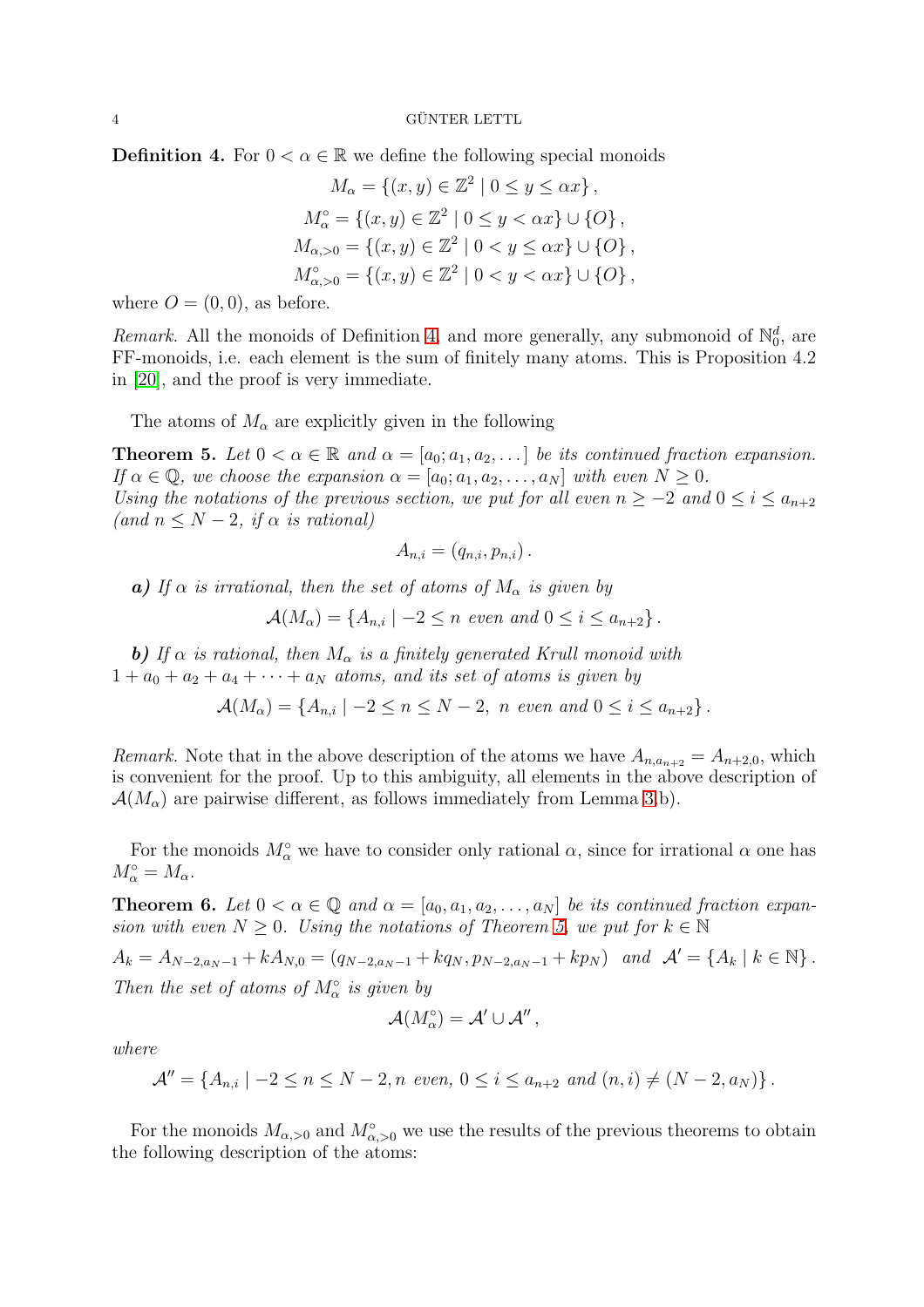**Definition 4.** For $0 < \alpha \in \mathbb{R}$ we define the following special monoids

$$
\begin{aligned}
M_\alpha &= \{(x,y) \in \mathbb{Z}^2 \mid 0 \le y \le \alpha x\}\,,\\
M_\alpha^\circ &= \{(x,y) \in \mathbb{Z}^2 \mid 0 \le y < \alpha x\} \cup \{O\}\,,\\
M_{\alpha,>0} &= \{(x,y) \in \mathbb{Z}^2 \mid 0 < y \le \alpha x\} \cup \{O\}\,,\\
M_{\alpha,>0}^\circ &= \{(x,y) \in \mathbb{Z}^2 \mid 0 < y < \alpha x\} \cup \{O\}\,,
\end{aligned}
$$

where $O = (0,0)$, as before.

*Remark.* All the monoids of Definition 4, and more generally, any submonoid of $\mathbb{N}_0^d$, are FF-monoids, i.e. each element is the sum of finitely many atoms. This is Proposition 4.2 in [20], and the proof is very immediate.

The atoms of $M_\alpha$ are explicitly given in the following

**Theorem 5.** *Let $0 < \alpha \in \mathbb{R}$ and $\alpha = [a_0; a_1, a_2, \dots]$ be its continued fraction expansion. If $\alpha \in \mathbb{Q}$, we choose the expansion $\alpha = [a_0; a_1, a_2, \dots, a_N]$ with even $N \ge 0$. Using the notations of the previous section, we put for all even $n \ge -2$ and $0 \le i \le a_{n+2}$ (and $n \le N-2$, if $\alpha$ is rational)*

$$A_{n,i} = (q_{n,i}, p_{n,i})\,.$$

***a)*** *If $\alpha$ is irrational, then the set of atoms of $M_\alpha$ is given by*

$$\mathcal{A}(M_\alpha) = \{A_{n,i} \mid -2 \le n \text{ even and } 0 \le i \le a_{n+2}\}\,.$$

***b)*** *If $\alpha$ is rational, then $M_\alpha$ is a finitely generated Krull monoid with $1 + a_0 + a_2 + a_4 + \dots + a_N$ atoms, and its set of atoms is given by*

$$\mathcal{A}(M_\alpha) = \{A_{n,i} \mid -2 \le n \le N-2,\ n \text{ even and } 0 \le i \le a_{n+2}\}\,.$$

*Remark.* Note that in the above description of the atoms we have $A_{n,a_{n+2}} = A_{n+2,0}$, which is convenient for the proof. Up to this ambiguity, all elements in the above description of $\mathcal{A}(M_\alpha)$ are pairwise different, as follows immediately from Lemma 3,b).

For the monoids $M_\alpha^\circ$ we have to consider only rational $\alpha$, since for irrational $\alpha$ one has $M_\alpha^\circ = M_\alpha$.

**Theorem 6.** *Let $0 < \alpha \in \mathbb{Q}$ and $\alpha = [a_0, a_1, a_2, \dots, a_N]$ be its continued fraction expansion with even $N \ge 0$. Using the notations of Theorem 5, we put for $k \in \mathbb{N}$*

$$A_k = A_{N-2,a_N-1} + kA_{N,0} = (q_{N-2,a_N-1} + kq_N, p_{N-2,a_N-1} + kp_N) \quad \text{and} \quad \mathcal{A}' = \{A_k \mid k \in \mathbb{N}\}\,.$$

*Then the set of atoms of $M_\alpha^\circ$ is given by*

$$\mathcal{A}(M_\alpha^\circ) = \mathcal{A}' \cup \mathcal{A}''\,,$$

*where*

$$\mathcal{A}'' = \{A_{n,i} \mid -2 \le n \le N-2, n \text{ even}, 0 \le i \le a_{n+2} \text{ and } (n,i) \ne (N-2, a_N)\}\,.$$

For the monoids $M_{\alpha,>0}$ and $M_{\alpha,>0}^\circ$ we use the results of the previous theorems to obtain the following description of the atoms: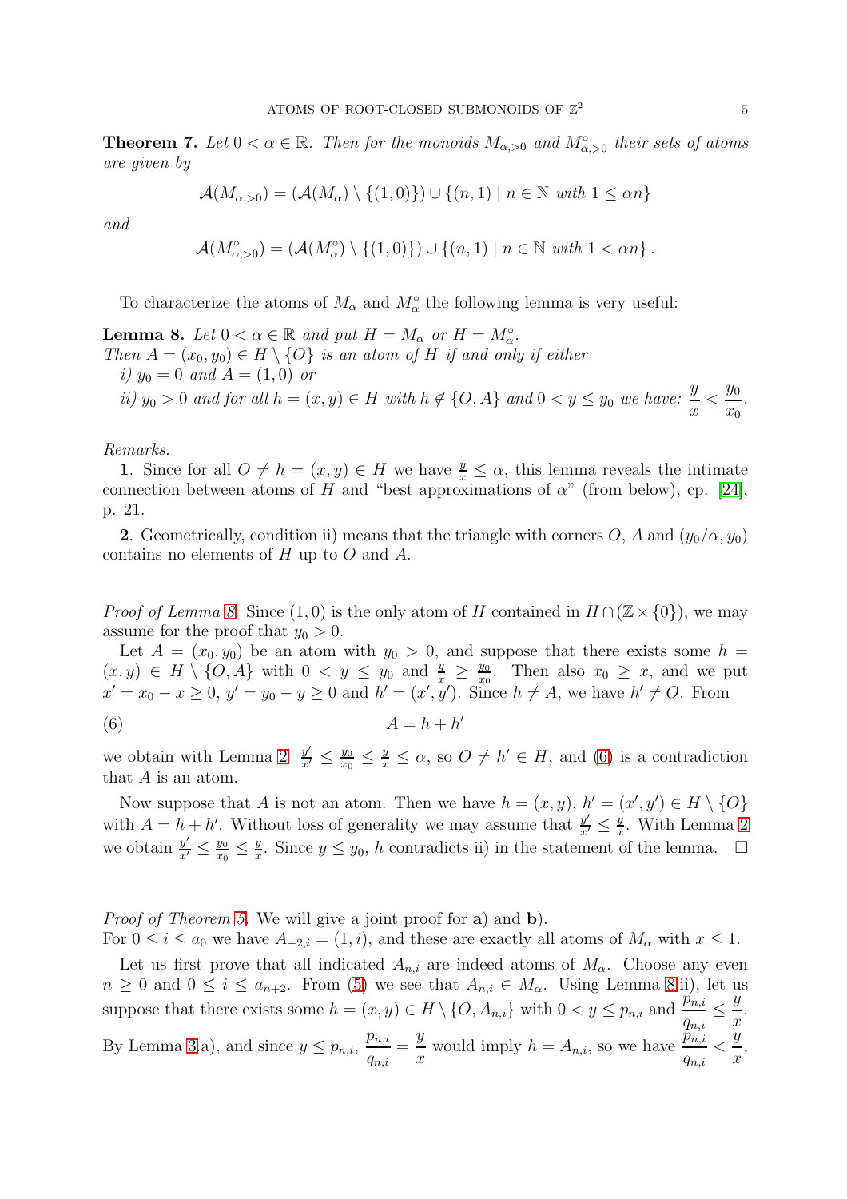**Theorem 7.** *Let $0 < \alpha \in \mathbb{R}$. Then for the monoids $M_{\alpha,>0}$ and $M^\circ_{\alpha,>0}$ their sets of atoms are given by*

$$\mathcal{A}(M_{\alpha,>0}) = (\mathcal{A}(M_\alpha) \setminus \{(1,0)\}) \cup \{(n,1) \mid n \in \mathbb{N} \text{ with } 1 \leq \alpha n\}$$

*and*

$$\mathcal{A}(M^\circ_{\alpha,>0}) = (\mathcal{A}(M^\circ_\alpha) \setminus \{(1,0)\}) \cup \{(n,1) \mid n \in \mathbb{N} \text{ with } 1 < \alpha n\}.$$

To characterize the atoms of $M_\alpha$ and $M^\circ_\alpha$ the following lemma is very useful:

**Lemma 8.** *Let $0 < \alpha \in \mathbb{R}$ and put $H = M_\alpha$ or $H = M^\circ_\alpha$.*
*Then $A = (x_0, y_0) \in H \setminus \{O\}$ is an atom of $H$ if and only if either*
*i) $y_0 = 0$ and $A = (1,0)$ or*
*ii) $y_0 > 0$ and for all $h = (x,y) \in H$ with $h \notin \{O, A\}$ and $0 < y \leq y_0$ we have: $\dfrac{y}{x} < \dfrac{y_0}{x_0}$.*

*Remarks.*

**1**. Since for all $O \neq h = (x,y) \in H$ we have $\frac{y}{x} \leq \alpha$, this lemma reveals the intimate connection between atoms of $H$ and "best approximations of $\alpha$" (from below), cp. [24], p. 21.

**2**. Geometrically, condition ii) means that the triangle with corners $O$, $A$ and $(y_0/\alpha, y_0)$ contains no elements of $H$ up to $O$ and $A$.

*Proof of Lemma 8.* Since $(1,0)$ is the only atom of $H$ contained in $H \cap (\mathbb{Z} \times \{0\})$, we may assume for the proof that $y_0 > 0$.

Let $A = (x_0, y_0)$ be an atom with $y_0 > 0$, and suppose that there exists some $h = (x,y) \in H \setminus \{O, A\}$ with $0 < y \leq y_0$ and $\frac{y}{x} \geq \frac{y_0}{x_0}$. Then also $x_0 \geq x$, and we put $x' = x_0 - x \geq 0$, $y' = y_0 - y \geq 0$ and $h' = (x', y')$. Since $h \neq A$, we have $h' \neq O$. From

$$A = h + h' \tag{6}$$

we obtain with Lemma 2 $\frac{y'}{x'} \leq \frac{y_0}{x_0} \leq \frac{y}{x} \leq \alpha$, so $O \neq h' \in H$, and (6) is a contradiction that $A$ is an atom.

Now suppose that $A$ is not an atom. Then we have $h = (x,y)$, $h' = (x', y') \in H \setminus \{O\}$ with $A = h + h'$. Without loss of generality we may assume that $\frac{y'}{x'} \leq \frac{y}{x}$. With Lemma 2 we obtain $\frac{y'}{x'} \leq \frac{y_0}{x_0} \leq \frac{y}{x}$. Since $y \leq y_0$, $h$ contradicts ii) in the statement of the lemma. $\square$

*Proof of Theorem 5.* We will give a joint proof for **a**) and **b**).
For $0 \leq i \leq a_0$ we have $A_{-2,i} = (1, i)$, and these are exactly all atoms of $M_\alpha$ with $x \leq 1$.

Let us first prove that all indicated $A_{n,i}$ are indeed atoms of $M_\alpha$. Choose any even $n \geq 0$ and $0 \leq i \leq a_{n+2}$. From (5) we see that $A_{n,i} \in M_\alpha$. Using Lemma 8 ii), let us suppose that there exists some $h = (x,y) \in H \setminus \{O, A_{n,i}\}$ with $0 < y \leq p_{n,i}$ and $\dfrac{p_{n,i}}{q_{n,i}} \leq \dfrac{y}{x}$. By Lemma 3 a), and since $y \leq p_{n,i}$, $\dfrac{p_{n,i}}{q_{n,i}} = \dfrac{y}{x}$ would imply $h = A_{n,i}$, so we have $\dfrac{p_{n,i}}{q_{n,i}} < \dfrac{y}{x}$,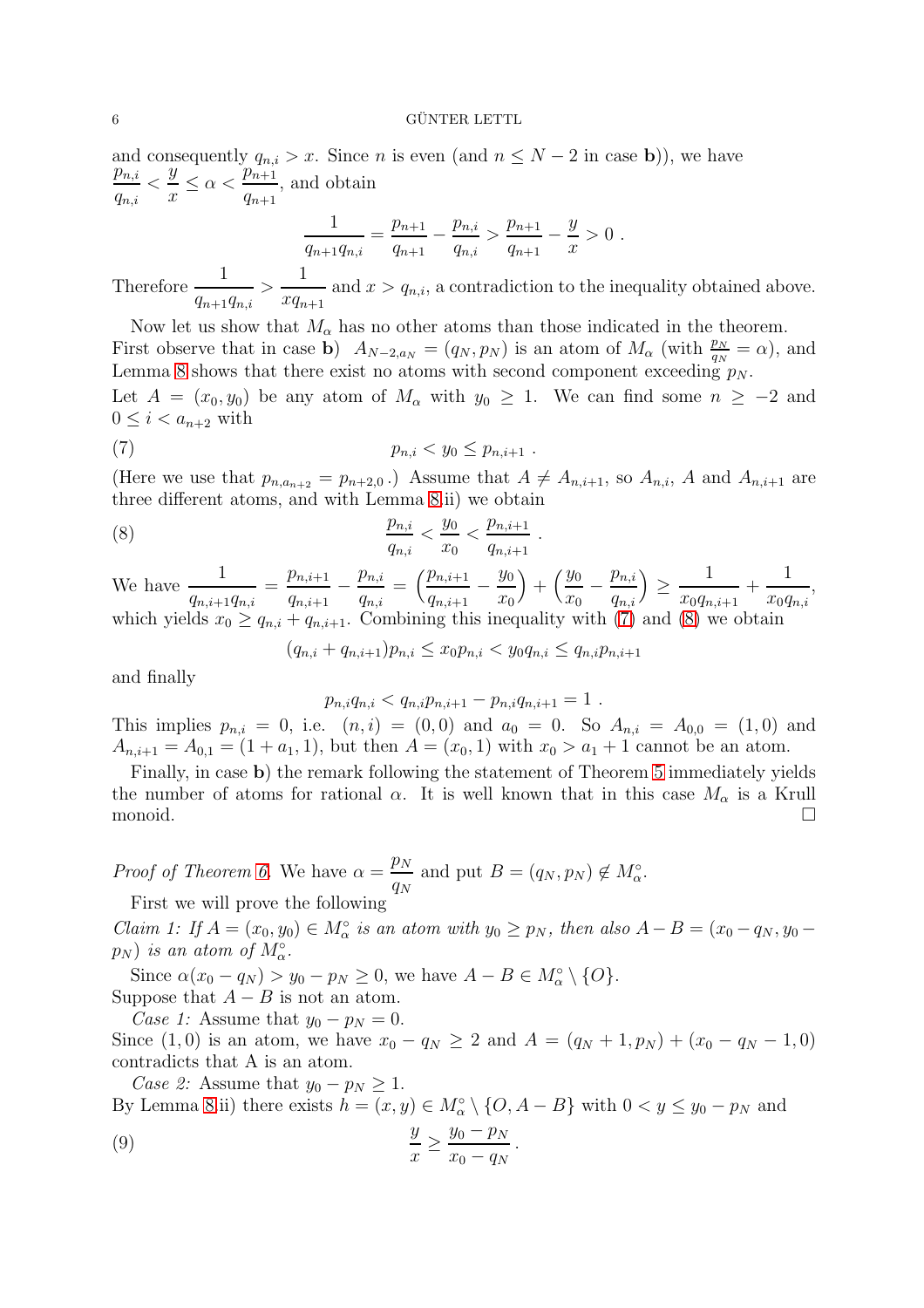and consequently $q_{n,i} > x$. Since $n$ is even (and $n \le N-2$ in case **b**)), we have $\frac{p_{n,i}}{q_{n,i}} < \frac{y}{x} \le \alpha < \frac{p_{n+1}}{q_{n+1}}$, and obtain

$$\frac{1}{q_{n+1}q_{n,i}} = \frac{p_{n+1}}{q_{n+1}} - \frac{p_{n,i}}{q_{n,i}} > \frac{p_{n+1}}{q_{n+1}} - \frac{y}{x} > 0 \ .$$

Therefore $\frac{1}{q_{n+1}q_{n,i}} > \frac{1}{xq_{n+1}}$ and $x > q_{n,i}$, a contradiction to the inequality obtained above.

Now let us show that $M_\alpha$ has no other atoms than those indicated in the theorem. First observe that in case **b**) $A_{N-2,a_N} = (q_N, p_N)$ is an atom of $M_\alpha$ (with $\frac{p_N}{q_N} = \alpha$), and Lemma 8 shows that there exist no atoms with second component exceeding $p_N$.
Let $A = (x_0, y_0)$ be any atom of $M_\alpha$ with $y_0 \ge 1$. We can find some $n \ge -2$ and $0 \le i < a_{n+2}$ with

$$p_{n,i} < y_0 \le p_{n,i+1} \ . \tag{7}$$

(Here we use that $p_{n,a_{n+2}} = p_{n+2,0}$ .) Assume that $A \neq A_{n,i+1}$, so $A_{n,i}$, $A$ and $A_{n,i+1}$ are three different atoms, and with Lemma 8 ii) we obtain

$$\frac{p_{n,i}}{q_{n,i}} < \frac{y_0}{x_0} < \frac{p_{n,i+1}}{q_{n,i+1}} \ . \tag{8}$$

We have $\frac{1}{q_{n,i+1}q_{n,i}} = \frac{p_{n,i+1}}{q_{n,i+1}} - \frac{p_{n,i}}{q_{n,i}} = \left(\frac{p_{n,i+1}}{q_{n,i+1}} - \frac{y_0}{x_0}\right) + \left(\frac{y_0}{x_0} - \frac{p_{n,i}}{q_{n,i}}\right) \ge \frac{1}{x_0 q_{n,i+1}} + \frac{1}{x_0 q_{n,i}}$, which yields $x_0 \ge q_{n,i} + q_{n,i+1}$. Combining this inequality with (7) and (8) we obtain

$$(q_{n,i} + q_{n,i+1})p_{n,i} \le x_0 p_{n,i} < y_0 q_{n,i} \le q_{n,i} p_{n,i+1}$$

and finally

$$p_{n,i} q_{n,i} < q_{n,i} p_{n,i+1} - p_{n,i} q_{n,i+1} = 1 \ .$$

This implies $p_{n,i} = 0$, i.e. $(n,i) = (0,0)$ and $a_0 = 0$. So $A_{n,i} = A_{0,0} = (1,0)$ and $A_{n,i+1} = A_{0,1} = (1 + a_1, 1)$, but then $A = (x_0, 1)$ with $x_0 > a_1 + 1$ cannot be an atom.

Finally, in case **b**) the remark following the statement of Theorem 5 immediately yields the number of atoms for rational $\alpha$. It is well known that in this case $M_\alpha$ is a Krull monoid. $\square$

*Proof of Theorem 6.* We have $\alpha = \frac{p_N}{q_N}$ and put $B = (q_N, p_N) \notin M_\alpha^\circ$.

First we will prove the following

*Claim 1: If $A = (x_0, y_0) \in M_\alpha^\circ$ is an atom with $y_0 \ge p_N$, then also $A - B = (x_0 - q_N, y_0 - p_N)$ is an atom of $M_\alpha^\circ$.*

Since $\alpha(x_0 - q_N) > y_0 - p_N \ge 0$, we have $A - B \in M_\alpha^\circ \setminus \{O\}$.
Suppose that $A - B$ is not an atom.

*Case 1:* Assume that $y_0 - p_N = 0$.
Since $(1,0)$ is an atom, we have $x_0 - q_N \ge 2$ and $A = (q_N + 1, p_N) + (x_0 - q_N - 1, 0)$ contradicts that A is an atom.

*Case 2:* Assume that $y_0 - p_N \ge 1$.
By Lemma 8 ii) there exists $h = (x, y) \in M_\alpha^\circ \setminus \{O, A - B\}$ with $0 < y \le y_0 - p_N$ and

$$\frac{y}{x} \ge \frac{y_0 - p_N}{x_0 - q_N} . \tag{9}$$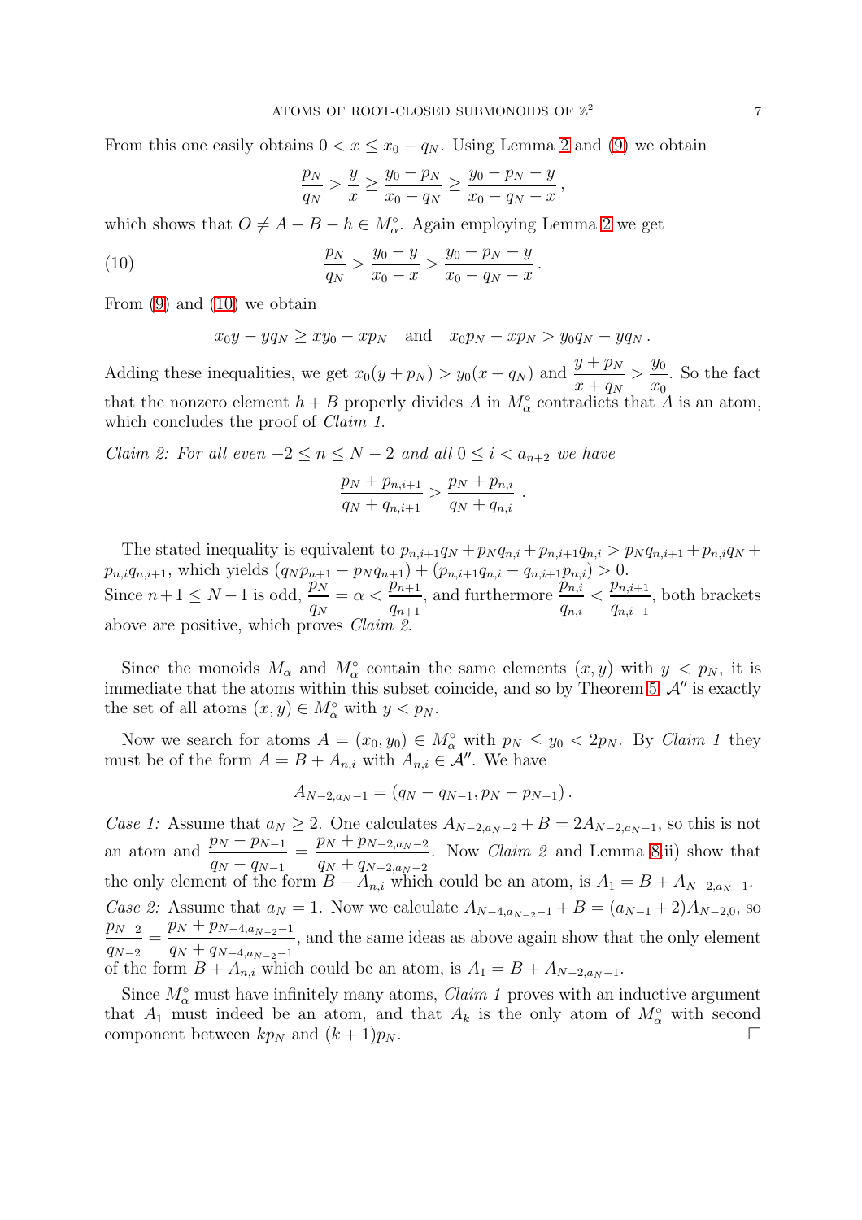From this one easily obtains $0 < x \leq x_0 - q_N$. Using Lemma 2 and (9) we obtain

$$\frac{p_N}{q_N} > \frac{y}{x} \geq \frac{y_0 - p_N}{x_0 - q_N} \geq \frac{y_0 - p_N - y}{x_0 - q_N - x}\,,$$

which shows that $O \neq A - B - h \in M_\alpha^\circ$. Again employing Lemma 2 we get

$$\frac{p_N}{q_N} > \frac{y_0 - y}{x_0 - x} > \frac{y_0 - p_N - y}{x_0 - q_N - x}\,. \tag{10}$$

From (9) and (10) we obtain

$$x_0 y - y q_N \geq x y_0 - x p_N \quad \text{and} \quad x_0 p_N - x p_N > y_0 q_N - y q_N\,.$$

Adding these inequalities, we get $x_0(y + p_N) > y_0(x + q_N)$ and $\dfrac{y + p_N}{x + q_N} > \dfrac{y_0}{x_0}$. So the fact that the nonzero element $h + B$ properly divides $A$ in $M_\alpha^\circ$ contradicts that $A$ is an atom, which concludes the proof of *Claim 1*.

*Claim 2: For all even $-2 \leq n \leq N-2$ and all $0 \leq i < a_{n+2}$ we have*

$$\frac{p_N + p_{n,i+1}}{q_N + q_{n,i+1}} > \frac{p_N + p_{n,i}}{q_N + q_{n,i}}\,.$$

The stated inequality is equivalent to $p_{n,i+1}q_N + p_N q_{n,i} + p_{n,i+1}q_{n,i} > p_N q_{n,i+1} + p_{n,i}q_N + p_{n,i}q_{n,i+1}$, which yields $(q_N p_{n+1} - p_N q_{n+1}) + (p_{n,i+1}q_{n,i} - q_{n,i+1}p_{n,i}) > 0$.
Since $n+1 \leq N-1$ is odd, $\dfrac{p_N}{q_N} = \alpha < \dfrac{p_{n+1}}{q_{n+1}}$, and furthermore $\dfrac{p_{n,i}}{q_{n,i}} < \dfrac{p_{n,i+1}}{q_{n,i+1}}$, both brackets above are positive, which proves *Claim 2*.

Since the monoids $M_\alpha$ and $M_\alpha^\circ$ contain the same elements $(x, y)$ with $y < p_N$, it is immediate that the atoms within this subset coincide, and so by Theorem 5 $\mathcal{A}''$ is exactly the set of all atoms $(x, y) \in M_\alpha^\circ$ with $y < p_N$.

Now we search for atoms $A = (x_0, y_0) \in M_\alpha^\circ$ with $p_N \leq y_0 < 2p_N$. By *Claim 1* they must be of the form $A = B + A_{n,i}$ with $A_{n,i} \in \mathcal{A}''$. We have

$$A_{N-2,a_N-1} = (q_N - q_{N-1}, p_N - p_{N-1})\,.$$

*Case 1:* Assume that $a_N \geq 2$. One calculates $A_{N-2,a_N-2} + B = 2A_{N-2,a_N-1}$, so this is not an atom and $\dfrac{p_N - p_{N-1}}{q_N - q_{N-1}} = \dfrac{p_N + p_{N-2,a_N-2}}{q_N + q_{N-2,a_N-2}}$. Now *Claim 2* and Lemma 8ii) show that the only element of the form $B + A_{n,i}$ which could be an atom, is $A_1 = B + A_{N-2,a_N-1}$.

*Case 2:* Assume that $a_N = 1$. Now we calculate $A_{N-4,a_{N-2}-1} + B = (a_{N-1}+2)A_{N-2,0}$, so $\dfrac{p_{N-2}}{q_{N-2}} = \dfrac{p_N + p_{N-4,a_{N-2}-1}}{q_N + q_{N-4,a_{N-2}-1}}$, and the same ideas as above again show that the only element of the form $B + A_{n,i}$ which could be an atom, is $A_1 = B + A_{N-2,a_N-1}$.

Since $M_\alpha^\circ$ must have infinitely many atoms, *Claim 1* proves with an inductive argument that $A_1$ must indeed be an atom, and that $A_k$ is the only atom of $M_\alpha^\circ$ with second component between $kp_N$ and $(k+1)p_N$. $\square$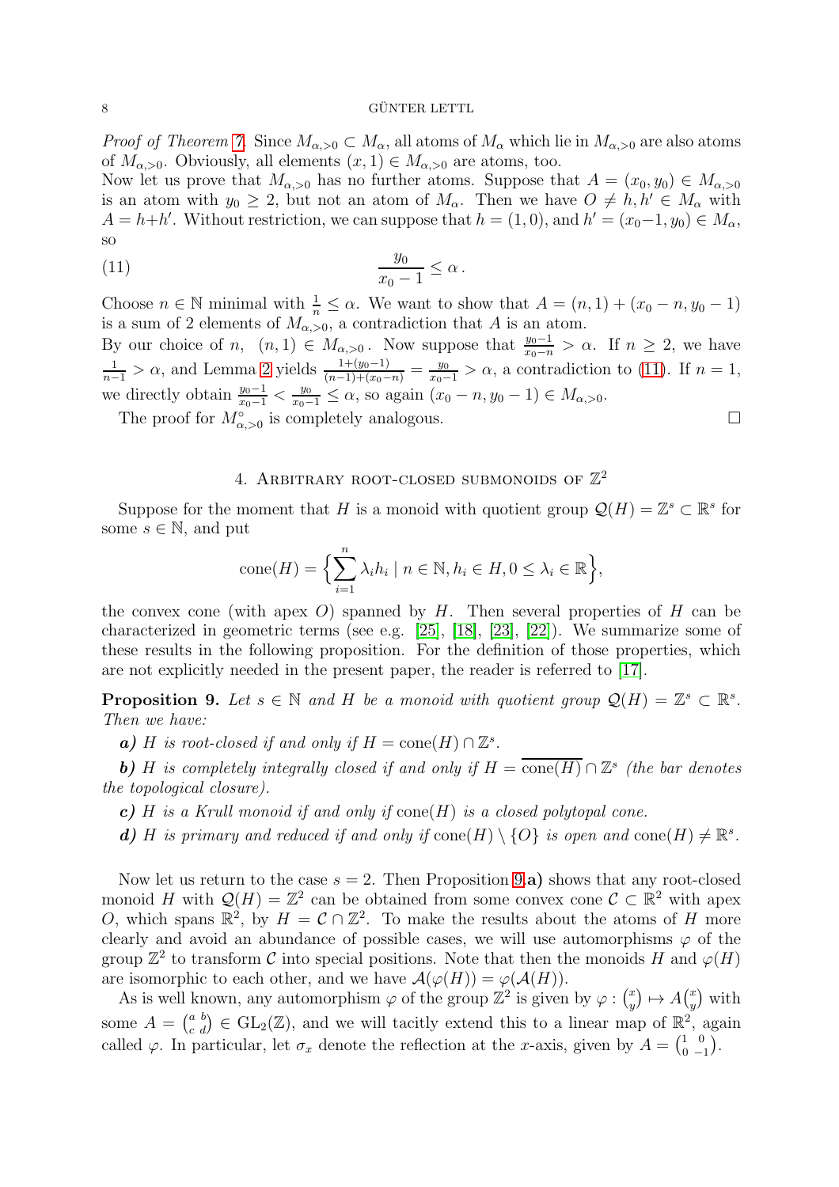*Proof of Theorem 7.* Since $M_{\alpha,>0} \subset M_\alpha$, all atoms of $M_\alpha$ which lie in $M_{\alpha,>0}$ are also atoms of $M_{\alpha,>0}$. Obviously, all elements $(x, 1) \in M_{\alpha,>0}$ are atoms, too.
Now let us prove that $M_{\alpha,>0}$ has no further atoms. Suppose that $A = (x_0, y_0) \in M_{\alpha,>0}$ is an atom with $y_0 \geq 2$, but not an atom of $M_\alpha$. Then we have $O \neq h, h' \in M_\alpha$ with $A = h+h'$. Without restriction, we can suppose that $h = (1, 0)$, and $h' = (x_0-1, y_0) \in M_\alpha$, so

$$\frac{y_0}{x_0 - 1} \leq \alpha \,. \tag{11}$$

Choose $n \in \mathbb{N}$ minimal with $\frac{1}{n} \leq \alpha$. We want to show that $A = (n, 1) + (x_0 - n, y_0 - 1)$ is a sum of 2 elements of $M_{\alpha,>0}$, a contradiction that $A$ is an atom.
By our choice of $n$, $(n, 1) \in M_{\alpha,>0}$. Now suppose that $\frac{y_0-1}{x_0-n} > \alpha$. If $n \geq 2$, we have $\frac{1}{n-1} > \alpha$, and Lemma 2 yields $\frac{1+(y_0-1)}{(n-1)+(x_0-n)} = \frac{y_0}{x_0-1} > \alpha$, a contradiction to (11). If $n = 1$, we directly obtain $\frac{y_0-1}{x_0-1} < \frac{y_0}{x_0-1} \leq \alpha$, so again $(x_0 - n, y_0 - 1) \in M_{\alpha,>0}$.
The proof for $M^\circ_{\alpha,>0}$ is completely analogous. □

## 4. Arbitrary root-closed submonoids of $\mathbb{Z}^2$

Suppose for the moment that $H$ is a monoid with quotient group $\mathcal{Q}(H) = \mathbb{Z}^s \subset \mathbb{R}^s$ for some $s \in \mathbb{N}$, and put

$$\operatorname{cone}(H) = \Big\{ \sum_{i=1}^{n} \lambda_i h_i \mid n \in \mathbb{N}, h_i \in H, 0 \leq \lambda_i \in \mathbb{R} \Big\},$$

the convex cone (with apex $O$) spanned by $H$. Then several properties of $H$ can be characterized in geometric terms (see e.g. [25], [18], [23], [22]). We summarize some of these results in the following proposition. For the definition of those properties, which are not explicitly needed in the present paper, the reader is referred to [17].

**Proposition 9.** *Let $s \in \mathbb{N}$ and $H$ be a monoid with quotient group $\mathcal{Q}(H) = \mathbb{Z}^s \subset \mathbb{R}^s$. Then we have:*

***a)*** *$H$ is root-closed if and only if $H = \operatorname{cone}(H) \cap \mathbb{Z}^s$.*

***b)*** *$H$ is completely integrally closed if and only if $H = \overline{\operatorname{cone}(H)} \cap \mathbb{Z}^s$ (the bar denotes the topological closure).*

***c)*** *$H$ is a Krull monoid if and only if $\operatorname{cone}(H)$ is a closed polytopal cone.*

***d)*** *$H$ is primary and reduced if and only if $\operatorname{cone}(H) \setminus \{O\}$ is open and $\operatorname{cone}(H) \neq \mathbb{R}^s$.*

Now let us return to the case $s = 2$. Then Proposition 9 **a)** shows that any root-closed monoid $H$ with $\mathcal{Q}(H) = \mathbb{Z}^2$ can be obtained from some convex cone $\mathcal{C} \subset \mathbb{R}^2$ with apex $O$, which spans $\mathbb{R}^2$, by $H = \mathcal{C} \cap \mathbb{Z}^2$. To make the results about the atoms of $H$ more clearly and avoid an abundance of possible cases, we will use automorphisms $\varphi$ of the group $\mathbb{Z}^2$ to transform $\mathcal{C}$ into special positions. Note that then the monoids $H$ and $\varphi(H)$ are isomorphic to each other, and we have $\mathcal{A}(\varphi(H)) = \varphi(\mathcal{A}(H))$.
As is well known, any automorphism $\varphi$ of the group $\mathbb{Z}^2$ is given by $\varphi : \binom{x}{y} \mapsto A\binom{x}{y}$ with some $A = \left(\begin{smallmatrix} a & b \\ c & d \end{smallmatrix}\right) \in \mathrm{GL}_2(\mathbb{Z})$, and we will tacitly extend this to a linear map of $\mathbb{R}^2$, again called $\varphi$. In particular, let $\sigma_x$ denote the reflection at the $x$-axis, given by $A = \left(\begin{smallmatrix} 1 & 0 \\ 0 & -1 \end{smallmatrix}\right)$.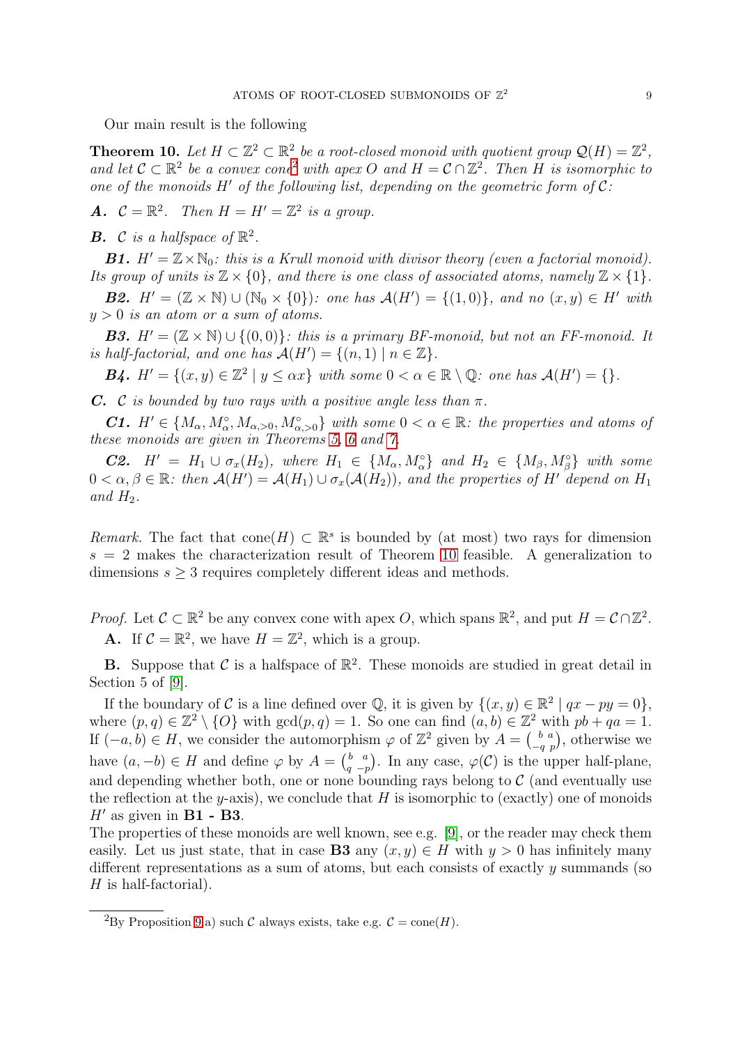Our main result is the following

**Theorem 10.** *Let $H \subset \mathbb{Z}^2 \subset \mathbb{R}^2$ be a root-closed monoid with quotient group $\mathcal{Q}(H) = \mathbb{Z}^2$, and let $\mathcal{C} \subset \mathbb{R}^2$ be a convex cone*[2] *with apex $O$ and $H = \mathcal{C} \cap \mathbb{Z}^2$. Then $H$ is isomorphic to one of the monoids $H'$ of the following list, depending on the geometric form of $\mathcal{C}$:*

***A.*** $\mathcal{C} = \mathbb{R}^2$. *Then $H = H' = \mathbb{Z}^2$ is a group.*

***B.*** $\mathcal{C}$ *is a halfspace of* $\mathbb{R}^2$.

***B1.*** $H' = \mathbb{Z} \times \mathbb{N}_0$*: this is a Krull monoid with divisor theory (even a factorial monoid). Its group of units is $\mathbb{Z} \times \{0\}$, and there is one class of associated atoms, namely $\mathbb{Z} \times \{1\}$.*

***B2.*** $H' = (\mathbb{Z} \times \mathbb{N}) \cup (\mathbb{N}_0 \times \{0\})$*: one has $\mathcal{A}(H') = \{(1,0)\}$, and no $(x,y) \in H'$ with $y > 0$ is an atom or a sum of atoms.*

***B3.*** $H' = (\mathbb{Z} \times \mathbb{N}) \cup \{(0,0)\}$*: this is a primary BF-monoid, but not an FF-monoid. It is half-factorial, and one has $\mathcal{A}(H') = \{(n,1) \mid n \in \mathbb{Z}\}$.*

***B4.*** $H' = \{(x,y) \in \mathbb{Z}^2 \mid y \leq \alpha x\}$ *with some $0 < \alpha \in \mathbb{R} \setminus \mathbb{Q}$: one has $\mathcal{A}(H') = \{\}$.*

***C.*** $\mathcal{C}$ *is bounded by two rays with a positive angle less than $\pi$.*

***C1.*** $H' \in \{M_\alpha, M_\alpha^\circ, M_{\alpha,>0}, M_{\alpha,>0}^\circ\}$ *with some $0 < \alpha \in \mathbb{R}$: the properties and atoms of these monoids are given in Theorems 5, 6 and 7.*

***C2.*** $H' = H_1 \cup \sigma_x(H_2)$, *where $H_1 \in \{M_\alpha, M_\alpha^\circ\}$ and $H_2 \in \{M_\beta, M_\beta^\circ\}$ with some $0 < \alpha, \beta \in \mathbb{R}$: then $\mathcal{A}(H') = \mathcal{A}(H_1) \cup \sigma_x(\mathcal{A}(H_2))$, and the properties of $H'$ depend on $H_1$ and $H_2$.*

*Remark.* The fact that $\text{cone}(H) \subset \mathbb{R}^s$ is bounded by (at most) two rays for dimension $s = 2$ makes the characterization result of Theorem 10 feasible. A generalization to dimensions $s \geq 3$ requires completely different ideas and methods.

*Proof.* Let $\mathcal{C} \subset \mathbb{R}^2$ be any convex cone with apex $O$, which spans $\mathbb{R}^2$, and put $H = \mathcal{C} \cap \mathbb{Z}^2$.

**A.** If $\mathcal{C} = \mathbb{R}^2$, we have $H = \mathbb{Z}^2$, which is a group.

**B.** Suppose that $\mathcal{C}$ is a halfspace of $\mathbb{R}^2$. These monoids are studied in great detail in Section 5 of [9].

If the boundary of $\mathcal{C}$ is a line defined over $\mathbb{Q}$, it is given by $\{(x,y) \in \mathbb{R}^2 \mid qx - py = 0\}$, where $(p,q) \in \mathbb{Z}^2 \setminus \{O\}$ with $\gcd(p,q) = 1$. So one can find $(a,b) \in \mathbb{Z}^2$ with $pb + qa = 1$. If $(-a,b) \in H$, we consider the automorphism $\varphi$ of $\mathbb{Z}^2$ given by $A = \left(\begin{smallmatrix} b & a \\ -q & p \end{smallmatrix}\right)$, otherwise we have $(a,-b) \in H$ and define $\varphi$ by $A = \left(\begin{smallmatrix} b & a \\ q & -p \end{smallmatrix}\right)$. In any case, $\varphi(\mathcal{C})$ is the upper half-plane, and depending whether both, one or none bounding rays belong to $\mathcal{C}$ (and eventually use the reflection at the $y$-axis), we conclude that $H$ is isomorphic to (exactly) one of monoids $H'$ as given in **B1 - B3**.

The properties of these monoids are well known, see e.g. [9], or the reader may check them easily. Let us just state, that in case **B3** any $(x,y) \in H$ with $y > 0$ has infinitely many different representations as a sum of atoms, but each consists of exactly $y$ summands (so $H$ is half-factorial).

[2] By Proposition 9 a) such $\mathcal{C}$ always exists, take e.g. $\mathcal{C} = \text{cone}(H)$.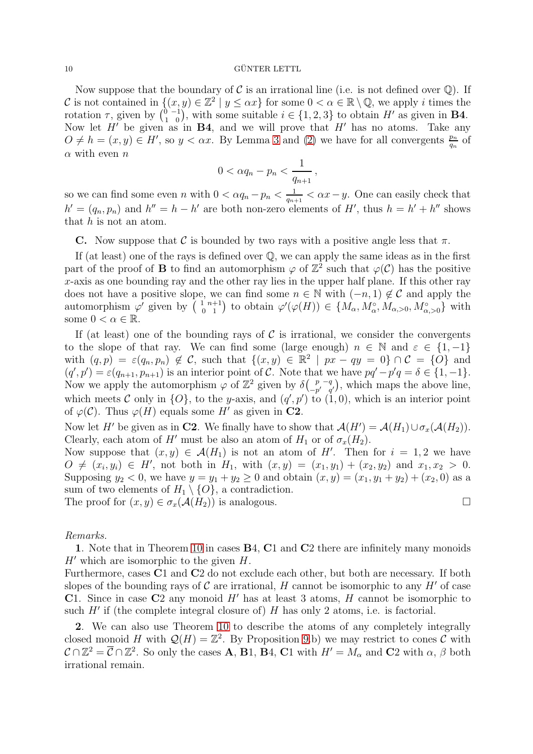Now suppose that the boundary of $\mathcal{C}$ is an irrational line (i.e. is not defined over $\mathbb{Q}$). If $\mathcal{C}$ is not contained in $\{(x, y) \in \mathbb{Z}^2 \mid y \leq \alpha x\}$ for some $0 < \alpha \in \mathbb{R} \setminus \mathbb{Q}$, we apply $i$ times the rotation $\tau$, given by $\left(\begin{smallmatrix} 0 & -1 \\ 1 & 0 \end{smallmatrix}\right)$, with some suitable $i \in \{1, 2, 3\}$ to obtain $H'$ as given in **B4**. Now let $H'$ be given as in **B4**, and we will prove that $H'$ has no atoms. Take any $O \neq h = (x, y) \in H'$, so $y < \alpha x$. By Lemma 3 and (2) we have for all convergents $\frac{p_n}{q_n}$ of $\alpha$ with even $n$

$$0 < \alpha q_n - p_n < \frac{1}{q_{n+1}},$$

so we can find some even $n$ with $0 < \alpha q_n - p_n < \frac{1}{q_{n+1}} < \alpha x - y$. One can easily check that $h' = (q_n, p_n)$ and $h'' = h - h'$ are both non-zero elements of $H'$, thus $h = h' + h''$ shows that $h$ is not an atom.

**C.** Now suppose that $\mathcal{C}$ is bounded by two rays with a positive angle less that $\pi$.

If (at least) one of the rays is defined over $\mathbb{Q}$, we can apply the same ideas as in the first part of the proof of **B** to find an automorphism $\varphi$ of $\mathbb{Z}^2$ such that $\varphi(\mathcal{C})$ has the positive $x$-axis as one bounding ray and the other ray lies in the upper half plane. If this other ray does not have a positive slope, we can find some $n \in \mathbb{N}$ with $(-n, 1) \notin \mathcal{C}$ and apply the automorphism $\varphi'$ given by $\left(\begin{smallmatrix} 1 & n+1 \\ 0 & 1 \end{smallmatrix}\right)$ to obtain $\varphi'(\varphi(H)) \in \{M_\alpha, M_\alpha^\circ, M_{\alpha,>0}, M_{\alpha,>0}^\circ\}$ with some $0 < \alpha \in \mathbb{R}$.

If (at least) one of the bounding rays of $\mathcal{C}$ is irrational, we consider the convergents to the slope of that ray. We can find some (large enough) $n \in \mathbb{N}$ and $\varepsilon \in \{1, -1\}$ with $(q, p) = \varepsilon(q_n, p_n) \notin \mathcal{C}$, such that $\{(x, y) \in \mathbb{R}^2 \mid px - qy = 0\} \cap \mathcal{C} = \{O\}$ and $(q', p') = \varepsilon(q_{n+1}, p_{n+1})$ is an interior point of $\mathcal{C}$. Note that we have $pq' - p'q = \delta \in \{1, -1\}$. Now we apply the automorphism $\varphi$ of $\mathbb{Z}^2$ given by $\delta\left(\begin{smallmatrix} p & -q \\ -p' & q' \end{smallmatrix}\right)$, which maps the above line, which meets $\mathcal{C}$ only in $\{O\}$, to the $y$-axis, and $(q', p')$ to $(1, 0)$, which is an interior point of $\varphi(\mathcal{C})$. Thus $\varphi(H)$ equals some $H'$ as given in **C2**.

Now let $H'$ be given as in **C2**. We finally have to show that $\mathcal{A}(H') = \mathcal{A}(H_1) \cup \sigma_x(\mathcal{A}(H_2))$. Clearly, each atom of $H'$ must be also an atom of $H_1$ or of $\sigma_x(H_2)$.

Now suppose that $(x, y) \in \mathcal{A}(H_1)$ is not an atom of $H'$. Then for $i = 1, 2$ we have $O \neq (x_i, y_i) \in H'$, not both in $H_1$, with $(x, y) = (x_1, y_1) + (x_2, y_2)$ and $x_1, x_2 > 0$. Supposing $y_2 < 0$, we have $y = y_1 + y_2 \geq 0$ and obtain $(x, y) = (x_1, y_1 + y_2) + (x_2, 0)$ as a sum of two elements of $H_1 \setminus \{O\}$, a contradiction.

The proof for $(x, y) \in \sigma_x(\mathcal{A}(H_2))$ is analogous. $\square$

*Remarks.*

**1**. Note that in Theorem 10 in cases **B**4, **C**1 and **C**2 there are infinitely many monoids $H'$ which are isomorphic to the given $H$.

Furthermore, cases **C**1 and **C**2 do not exclude each other, but both are necessary. If both slopes of the bounding rays of $\mathcal{C}$ are irrational, $H$ cannot be isomorphic to any $H'$ of case **C**1. Since in case **C**2 any monoid $H'$ has at least 3 atoms, $H$ cannot be isomorphic to such $H'$ if (the complete integral closure of) $H$ has only 2 atoms, i.e. is factorial.

**2**. We can also use Theorem 10 to describe the atoms of any completely integrally closed monoid $H$ with $\mathcal{Q}(H) = \mathbb{Z}^2$. By Proposition 9.b) we may restrict to cones $\mathcal{C}$ with $\mathcal{C} \cap \mathbb{Z}^2 = \overline{\mathcal{C}} \cap \mathbb{Z}^2$. So only the cases **A**, **B**1, **B**4, **C**1 with $H' = M_\alpha$ and **C**2 with $\alpha$, $\beta$ both irrational remain.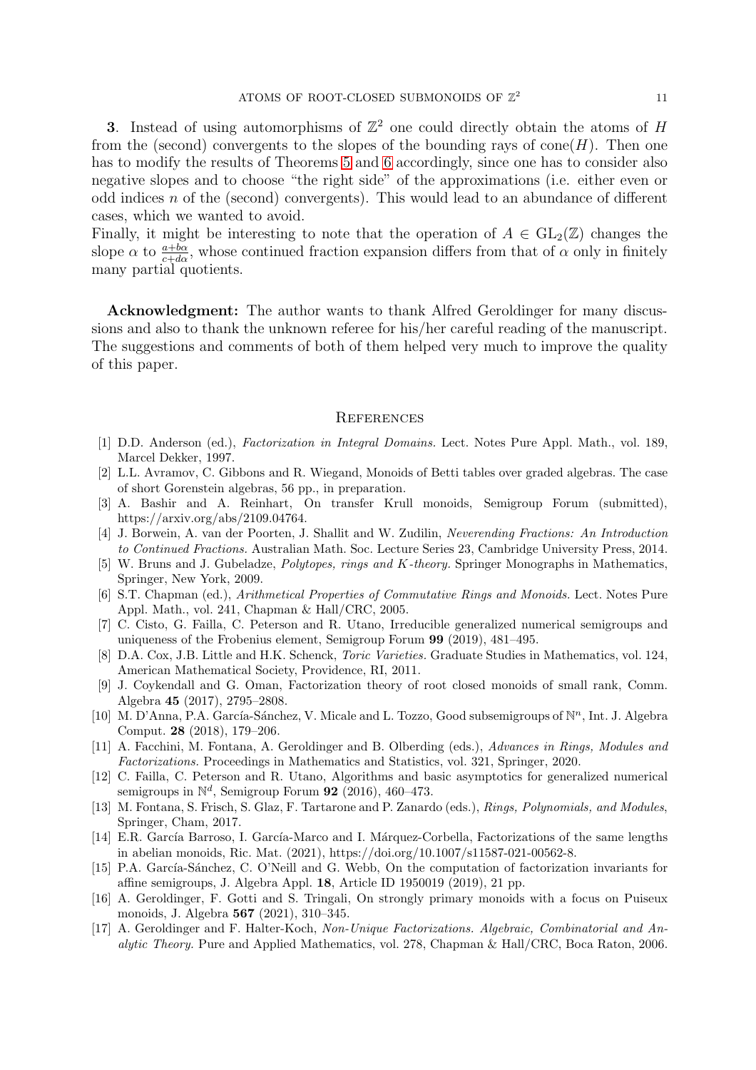**3**. Instead of using automorphisms of $\mathbb{Z}^2$ one could directly obtain the atoms of $H$ from the (second) convergents to the slopes of the bounding rays of cone$(H)$. Then one has to modify the results of Theorems 5 and 6 accordingly, since one has to consider also negative slopes and to choose "the right side" of the approximations (i.e. either even or odd indices $n$ of the (second) convergents). This would lead to an abundance of different cases, which we wanted to avoid.
Finally, it might be interesting to note that the operation of $A \in \mathrm{GL}_2(\mathbb{Z})$ changes the slope $\alpha$ to $\frac{a+b\alpha}{c+d\alpha}$, whose continued fraction expansion differs from that of $\alpha$ only in finitely many partial quotients.

**Acknowledgment:** The author wants to thank Alfred Geroldinger for many discussions and also to thank the unknown referee for his/her careful reading of the manuscript. The suggestions and comments of both of them helped very much to improve the quality of this paper.

## References

[1] D.D. Anderson (ed.), *Factorization in Integral Domains*. Lect. Notes Pure Appl. Math., vol. 189, Marcel Dekker, 1997.

[2] L.L. Avramov, C. Gibbons and R. Wiegand, Monoids of Betti tables over graded algebras. The case of short Gorenstein algebras, 56 pp., in preparation.

[3] A. Bashir and A. Reinhart, On transfer Krull monoids, Semigroup Forum (submitted), https://arxiv.org/abs/2109.04764.

[4] J. Borwein, A. van der Poorten, J. Shallit and W. Zudilin, *Neverending Fractions: An Introduction to Continued Fractions*. Australian Math. Soc. Lecture Series 23, Cambridge University Press, 2014.

[5] W. Bruns and J. Gubeladze, *Polytopes, rings and K-theory*. Springer Monographs in Mathematics, Springer, New York, 2009.

[6] S.T. Chapman (ed.), *Arithmetical Properties of Commutative Rings and Monoids*. Lect. Notes Pure Appl. Math., vol. 241, Chapman & Hall/CRC, 2005.

[7] C. Cisto, G. Failla, C. Peterson and R. Utano, Irreducible generalized numerical semigroups and uniqueness of the Frobenius element, Semigroup Forum **99** (2019), 481–495.

[8] D.A. Cox, J.B. Little and H.K. Schenck, *Toric Varieties*. Graduate Studies in Mathematics, vol. 124, American Mathematical Society, Providence, RI, 2011.

[9] J. Coykendall and G. Oman, Factorization theory of root closed monoids of small rank, Comm. Algebra **45** (2017), 2795–2808.

[10] M. D'Anna, P.A. García-Sánchez, V. Micale and L. Tozzo, Good subsemigroups of $\mathbb{N}^n$, Int. J. Algebra Comput. **28** (2018), 179–206.

[11] A. Facchini, M. Fontana, A. Geroldinger and B. Olberding (eds.), *Advances in Rings, Modules and Factorizations.* Proceedings in Mathematics and Statistics, vol. 321, Springer, 2020.

[12] C. Failla, C. Peterson and R. Utano, Algorithms and basic asymptotics for generalized numerical semigroups in $\mathbb{N}^d$, Semigroup Forum **92** (2016), 460–473.

[13] M. Fontana, S. Frisch, S. Glaz, F. Tartarone and P. Zanardo (eds.), *Rings, Polynomials, and Modules*, Springer, Cham, 2017.

[14] E.R. García Barroso, I. García-Marco and I. Márquez-Corbella, Factorizations of the same lengths in abelian monoids, Ric. Mat. (2021), https://doi.org/10.1007/s11587-021-00562-8.

[15] P.A. García-Sánchez, C. O'Neill and G. Webb, On the computation of factorization invariants for affine semigroups, J. Algebra Appl. **18**, Article ID 1950019 (2019), 21 pp.

[16] A. Geroldinger, F. Gotti and S. Tringali, On strongly primary monoids with a focus on Puiseux monoids, J. Algebra **567** (2021), 310–345.

[17] A. Geroldinger and F. Halter-Koch, *Non-Unique Factorizations. Algebraic, Combinatorial and Analytic Theory.* Pure and Applied Mathematics, vol. 278, Chapman & Hall/CRC, Boca Raton, 2006.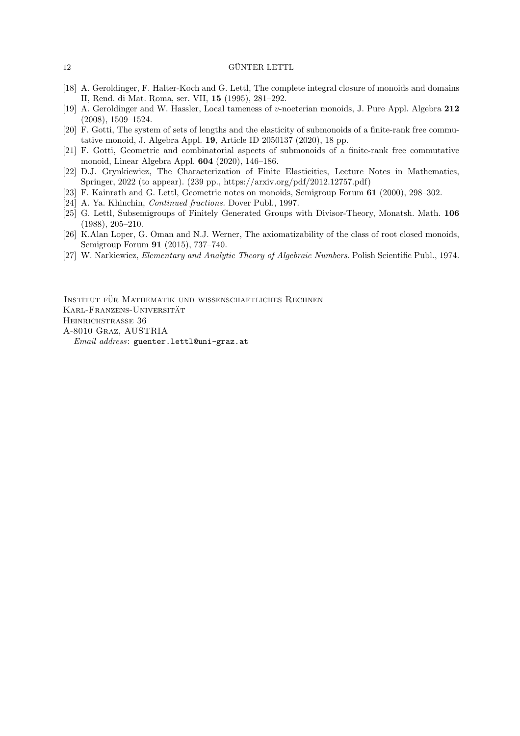[18] A. Geroldinger, F. Halter-Koch and G. Lettl, The complete integral closure of monoids and domains II, Rend. di Mat. Roma, ser. VII, **15** (1995), 281–292.

[19] A. Geroldinger and W. Hassler, Local tameness of $v$-noeterian monoids, J. Pure Appl. Algebra **212** (2008), 1509–1524.

[20] F. Gotti, The system of sets of lengths and the elasticity of submonoids of a finite-rank free commutative monoid, J. Algebra Appl. **19**, Article ID 2050137 (2020), 18 pp.

[21] F. Gotti, Geometric and combinatorial aspects of submonoids of a finite-rank free commutative monoid, Linear Algebra Appl. **604** (2020), 146–186.

[22] D.J. Grynkiewicz, The Characterization of Finite Elasticities, Lecture Notes in Mathematics, Springer, 2022 (to appear). (239 pp., https://arxiv.org/pdf/2012.12757.pdf)

[23] F. Kainrath and G. Lettl, Geometric notes on monoids, Semigroup Forum **61** (2000), 298–302.

[24] A. Ya. Khinchin, *Continued fractions.* Dover Publ., 1997.

[25] G. Lettl, Subsemigroups of Finitely Generated Groups with Divisor-Theory, Monatsh. Math. **106** (1988), 205–210.

[26] K.Alan Loper, G. Oman and N.J. Werner, The axiomatizability of the class of root closed monoids, Semigroup Forum **91** (2015), 737–740.

[27] W. Narkiewicz, *Elementary and Analytic Theory of Algebraic Numbers.* Polish Scientific Publ., 1974.

Institut für Mathematik und wissenschaftliches Rechnen
Karl-Franzens-Universität
Heinrichstrasse 36
A-8010 Graz, AUSTRIA
*Email address*: guenter.lettl@uni-graz.at